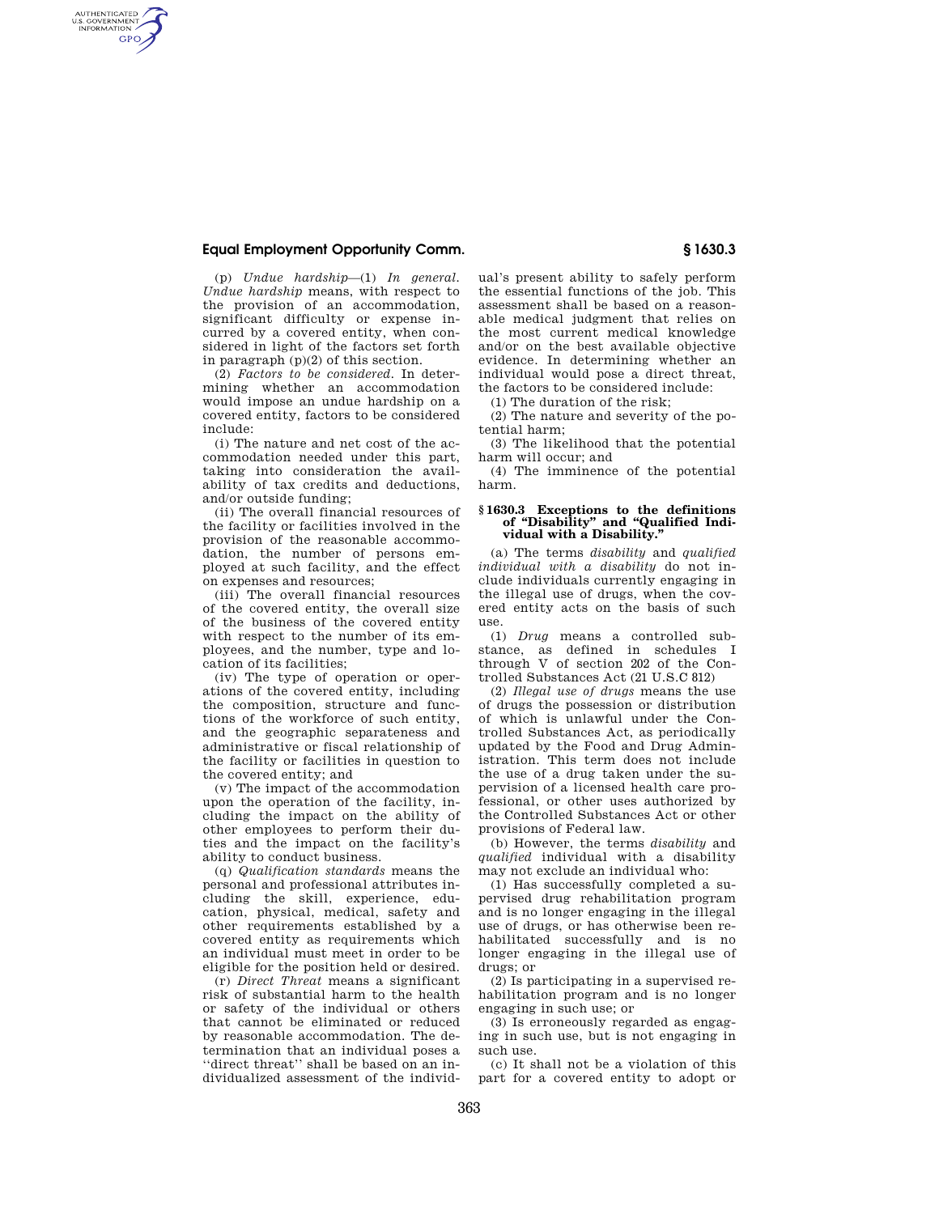(p) *Undue hardship*—(1) *In general. Undue hardship* means, with respect to the provision of an accommodation, significant difficulty or expense incurred by a covered entity, when considered in light of the factors set forth in paragraph (p)(2) of this section.

(2) *Factors to be considered.* In determining whether an accommodation would impose an undue hardship on a covered entity, factors to be considered include:

(i) The nature and net cost of the accommodation needed under this part, taking into consideration the availability of tax credits and deductions, and/or outside funding;

(ii) The overall financial resources of the facility or facilities involved in the provision of the reasonable accommodation, the number of persons employed at such facility, and the effect on expenses and resources;

(iii) The overall financial resources of the covered entity, the overall size of the business of the covered entity with respect to the number of its employees, and the number, type and location of its facilities;

(iv) The type of operation or operations of the covered entity, including the composition, structure and functions of the workforce of such entity, and the geographic separateness and administrative or fiscal relationship of the facility or facilities in question to the covered entity; and

(v) The impact of the accommodation upon the operation of the facility, including the impact on the ability of other employees to perform their duties and the impact on the facility's ability to conduct business.

(q) *Qualification standards* means the personal and professional attributes including the skill, experience, education, physical, medical, safety and other requirements established by a covered entity as requirements which an individual must meet in order to be eligible for the position held or desired.

(r) *Direct Threat* means a significant risk of substantial harm to the health or safety of the individual or others that cannot be eliminated or reduced by reasonable accommodation. The determination that an individual poses a ''direct threat'' shall be based on an individualized assessment of the individual's present ability to safely perform the essential functions of the job. This assessment shall be based on a reasonable medical judgment that relies on the most current medical knowledge and/or on the best available objective evidence. In determining whether an individual would pose a direct threat, the factors to be considered include:

(1) The duration of the risk;

(2) The nature and severity of the potential harm;

(3) The likelihood that the potential harm will occur; and

(4) The imminence of the potential harm.

## § 1630.3 Exceptions to the definitions of "Disability" and "Qualified Individual with a Disability."

(a) The terms *disability* and *qualified individual with a disability* do not include individuals currently engaging in the illegal use of drugs, when the covered entity acts on the basis of such use.

(1) *Drug* means a controlled substance, as defined in schedules I through V of section 202 of the Controlled Substances Act (21 U.S.C 812)

(2) *Illegal use of drugs* means the use of drugs the possession or distribution of which is unlawful under the Controlled Substances Act, as periodically updated by the Food and Drug Administration. This term does not include the use of a drug taken under the supervision of a licensed health care professional, or other uses authorized by the Controlled Substances Act or other provisions of Federal law.

(b) However, the terms *disability* and *qualified* individual with a disability may not exclude an individual who:

(1) Has successfully completed a supervised drug rehabilitation program and is no longer engaging in the illegal use of drugs, or has otherwise been rehabilitated successfully and is no longer engaging in the illegal use of drugs; or

(2) Is participating in a supervised rehabilitation program and is no longer engaging in such use; or

(3) Is erroneously regarded as engaging in such use, but is not engaging in such use.

(c) It shall not be a violation of this part for a covered entity to adopt or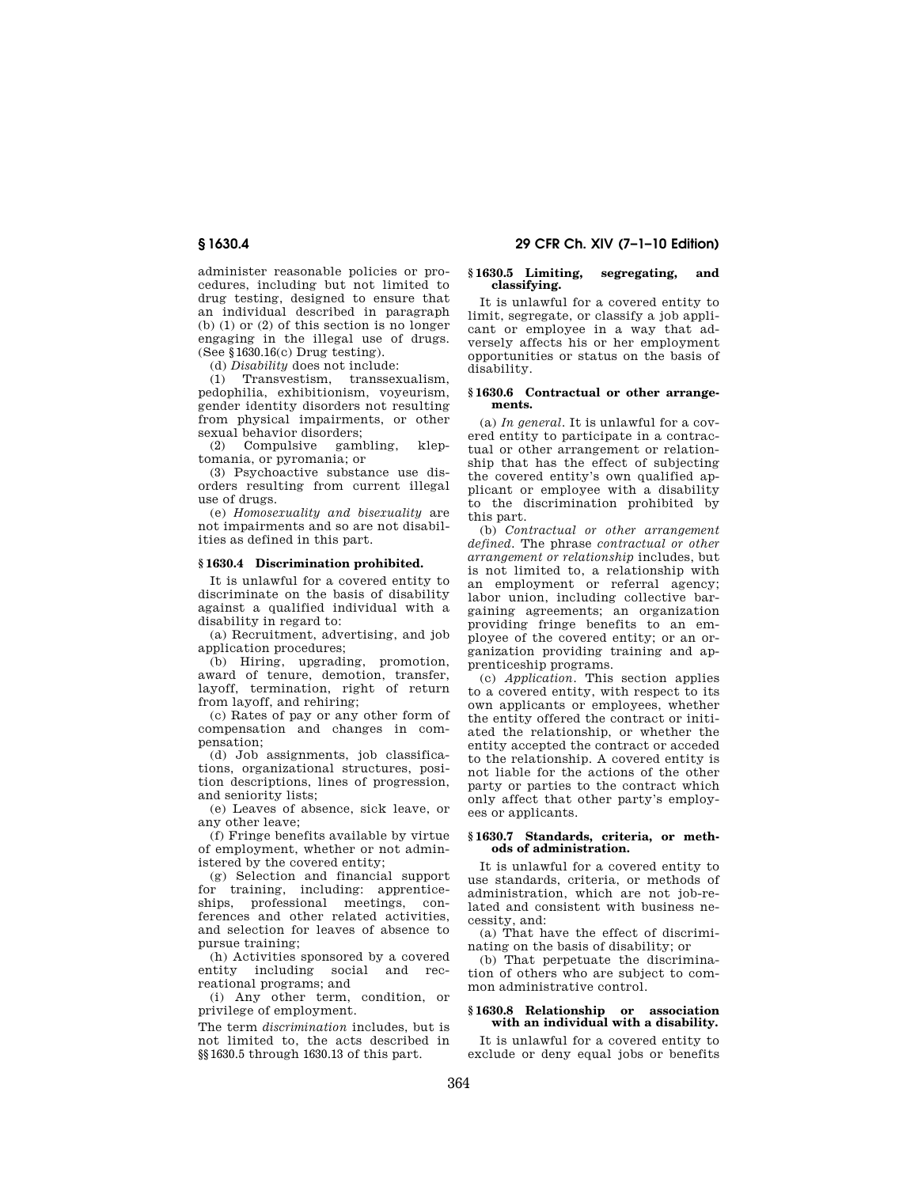administer reasonable policies or procedures, including but not limited to drug testing, designed to ensure that an individual described in paragraph (b) (1) or (2) of this section is no longer engaging in the illegal use of drugs. (See §1630.16(c) Drug testing).

(d) *Disability* does not include:

(1) Transvestism, transsexualism, pedophilia, exhibitionism, voyeurism, gender identity disorders not resulting from physical impairments, or other sexual behavior disorders;

(2) Compulsive gambling, kleptomania, or pyromania; or

(3) Psychoactive substance use disorders resulting from current illegal use of drugs.

(e) *Homosexuality and bisexuality* are not impairments and so are not disabilities as defined in this part.

### §1630.4 Discrimination prohibited.

It is unlawful for a covered entity to discriminate on the basis of disability against a qualified individual with a disability in regard to:

(a) Recruitment, advertising, and job application procedures;

(b) Hiring, upgrading, promotion, award of tenure, demotion, transfer, layoff, termination, right of return from layoff, and rehiring;

(c) Rates of pay or any other form of compensation and changes in compensation;

(d) Job assignments, job classifications, organizational structures, position descriptions, lines of progression, and seniority lists;

(e) Leaves of absence, sick leave, or any other leave;

(f) Fringe benefits available by virtue of employment, whether or not administered by the covered entity;

(g) Selection and financial support for training, including: apprenticeships, professional meetings, conferences and other related activities, and selection for leaves of absence to pursue training;

(h) Activities sponsored by a covered entity including social and recreational programs; and

(i) Any other term, condition, or privilege of employment.

The term *discrimination* includes, but is not limited to, the acts described in §§1630.5 through 1630.13 of this part.

### §1630.5 Limiting, segregating, and classifying.

It is unlawful for a covered entity to limit, segregate, or classify a job applicant or employee in a way that adversely affects his or her employment opportunities or status on the basis of disability.

### §1630.6 Contractual or other arrangements.

(a) *In general.* It is unlawful for a covered entity to participate in a contractual or other arrangement or relationship that has the effect of subjecting the covered entity's own qualified applicant or employee with a disability to the discrimination prohibited by this part.

(b) *Contractual or other arrangement defined.* The phrase *contractual or other arrangement or relationship* includes, but is not limited to, a relationship with an employment or referral agency; labor union, including collective bargaining agreements; an organization providing fringe benefits to an employee of the covered entity; or an organization providing training and apprenticeship programs.

(c) *Application.* This section applies to a covered entity, with respect to its own applicants or employees, whether the entity offered the contract or initiated the relationship, or whether the entity accepted the contract or acceded to the relationship. A covered entity is not liable for the actions of the other party or parties to the contract which only affect that other party's employees or applicants.

### §1630.7 Standards, criteria, or methods of administration.

It is unlawful for a covered entity to use standards, criteria, or methods of administration, which are not job-related and consistent with business necessity, and:

(a) That have the effect of discriminating on the basis of disability; or

(b) That perpetuate the discrimination of others who are subject to common administrative control.

### §1630.8 Relationship or association with an individual with a disability.

It is unlawful for a covered entity to exclude or deny equal jobs or benefits